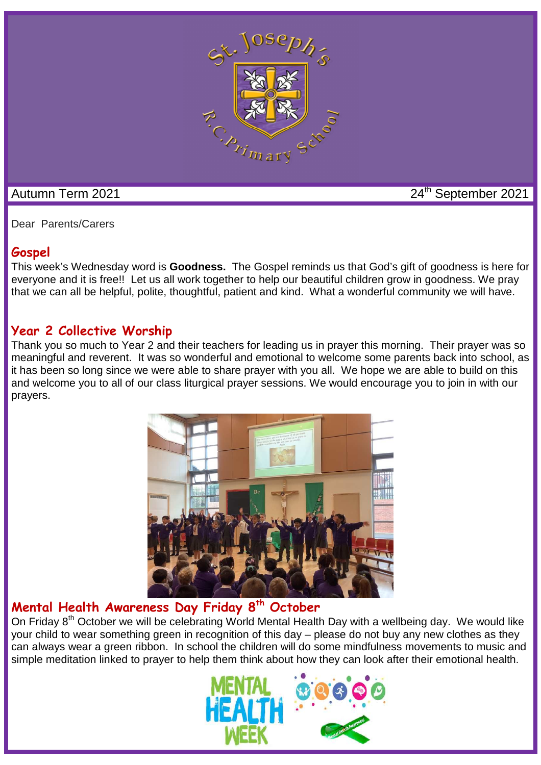Autumn Term 2021

24th September 2021

Dear Parents/Carers

## Gospel

This week's Wednesday word is **Goodness.** The Gospel reminds us that God's gift of goodness is here for everyone and it is free!! Let us all work together to help our beautiful children grow in goodness. We pray that we can all be helpful, polite, thoughtful, patient and kind. What a wonderful community we will have.

## Year 2 Collective Worship

Thank you so much to Year 2 and their teachers for leading us in prayer this morning. Their prayer was so meaningful and reverent. It was so wonderful and emotional to welcome some parents back into school, as it has been so long since we were able to share prayer with you all. We hope we are able to build on this and welcome you to all of our class liturgical prayer sessions. We would encourage you to join in with our prayers.

## Mental Health Awareness Day Friday 8th October

On Friday 8th October we will be celebrating World Mental Health Day with a wellbeing day. We would like your child to wear something green in recognition of this day – please do not buy any new clothes as they can always wear a green ribbon. In school the children will do some mindfulness movements to music and simple meditation linked to prayer to help them think about how they can look after their emotional health.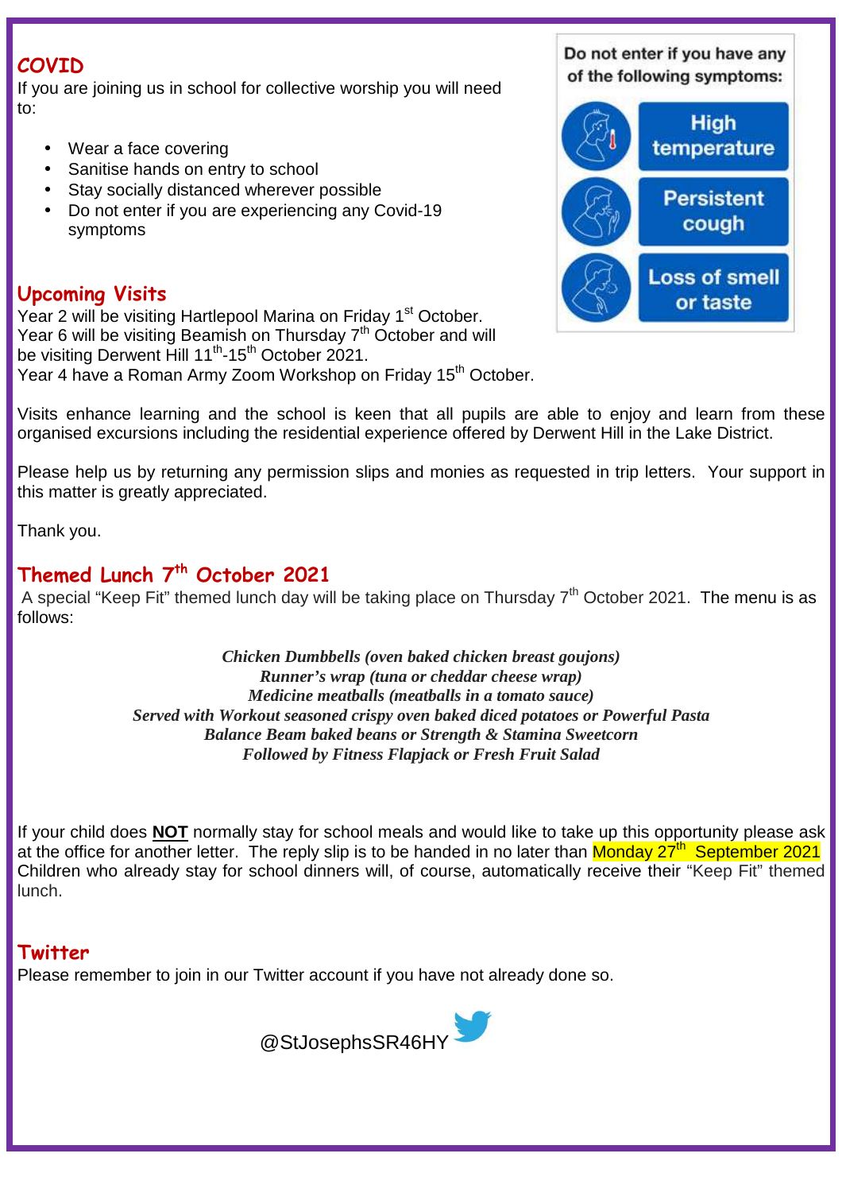## COVID

If you are joining us in school for collective worship you will need to:

- Wear a face covering
- Sanitise hands on entry to school
- Stay socially distanced wherever possible
- Do not enter if you are experiencing any Covid-19 symptoms

Do not enter if you have any of the following symptoms:

- High temperature
- Persistent cough
- Loss of smell or taste

## Upcoming Visits

Year 2 will be visiting Hartlepool Marina on Friday 1st October.
Year 6 will be visiting Beamish on Thursday 7th October and will be visiting Derwent Hill 11th-15th October 2021.
Year 4 have a Roman Army Zoom Workshop on Friday 15th October.

Visits enhance learning and the school is keen that all pupils are able to enjoy and learn from these organised excursions including the residential experience offered by Derwent Hill in the Lake District.

Please help us by returning any permission slips and monies as requested in trip letters. Your support in this matter is greatly appreciated.

Thank you.

## Themed Lunch 7th October 2021

A special "Keep Fit" themed lunch day will be taking place on Thursday 7th October 2021. The menu is as follows:

*Chicken Dumbbells (oven baked chicken breast goujons)*
*Runner's wrap (tuna or cheddar cheese wrap)*
*Medicine meatballs (meatballs in a tomato sauce)*
*Served with Workout seasoned crispy oven baked diced potatoes or Powerful Pasta*
*Balance Beam baked beans or Strength & Stamina Sweetcorn*
*Followed by Fitness Flapjack or Fresh Fruit Salad*

If your child does **NOT** normally stay for school meals and would like to take up this opportunity please ask at the office for another letter. The reply slip is to be handed in no later than Monday 27th September 2021 Children who already stay for school dinners will, of course, automatically receive their "Keep Fit" themed lunch.

## Twitter

Please remember to join in our Twitter account if you have not already done so.

@StJosephsSR46HY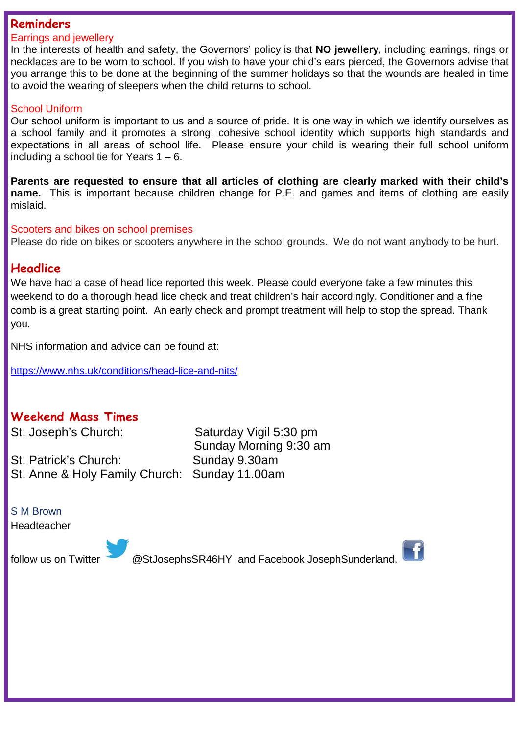## Reminders

### Earrings and jewellery

In the interests of health and safety, the Governors' policy is that **NO jewellery**, including earrings, rings or necklaces are to be worn to school. If you wish to have your child's ears pierced, the Governors advise that you arrange this to be done at the beginning of the summer holidays so that the wounds are healed in time to avoid the wearing of sleepers when the child returns to school.

### School Uniform

Our school uniform is important to us and a source of pride. It is one way in which we identify ourselves as a school family and it promotes a strong, cohesive school identity which supports high standards and expectations in all areas of school life. Please ensure your child is wearing their full school uniform including a school tie for Years 1 – 6.

**Parents are requested to ensure that all articles of clothing are clearly marked with their child's name.** This is important because children change for P.E. and games and items of clothing are easily mislaid.

### Scooters and bikes on school premises

Please do ride on bikes or scooters anywhere in the school grounds. We do not want anybody to be hurt.

## Headlice

We have had a case of head lice reported this week. Please could everyone take a few minutes this weekend to do a thorough head lice check and treat children's hair accordingly. Conditioner and a fine comb is a great starting point. An early check and prompt treatment will help to stop the spread. Thank you.

NHS information and advice can be found at:

https://www.nhs.uk/conditions/head-lice-and-nits/

## Weekend Mass Times

| | |
|---|---|
| St. Joseph's Church: | Saturday Vigil 5:30 pm |
| | Sunday Morning 9:30 am |
| St. Patrick's Church: | Sunday 9.30am |
| St. Anne & Holy Family Church: | Sunday 11.00am |

S M Brown
Headteacher

follow us on Twitter @StJosephsSR46HY and Facebook JosephSunderland.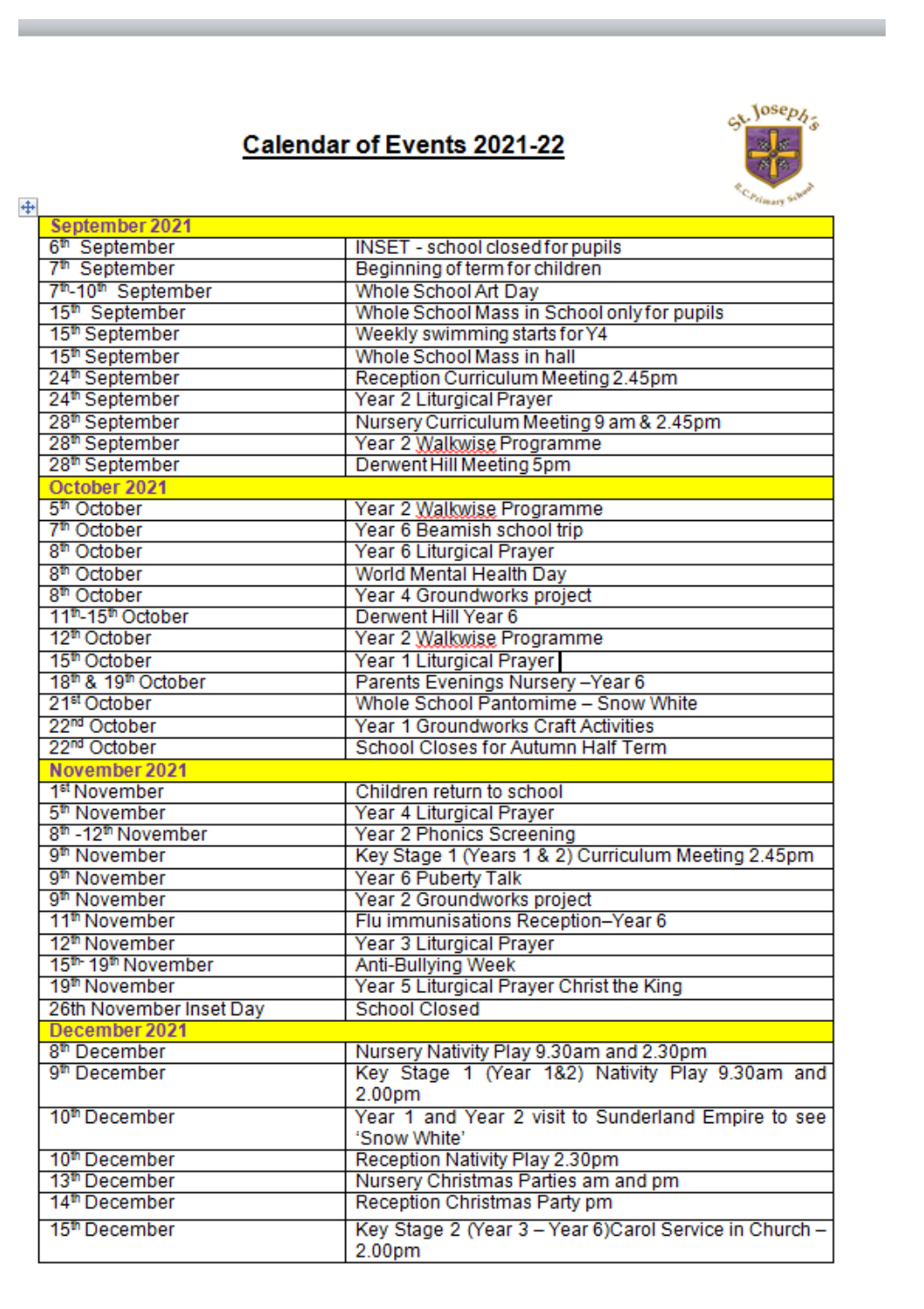# Calendar of Events 2021-22

| September 2021 | |
|---|---|
| 6th September | INSET - school closed for pupils |
| 7th September | Beginning of term for children |
| 7th-10th September | Whole School Art Day |
| 15th September | Whole School Mass in School only for pupils |
| 15th September | Weekly swimming starts for Y4 |
| 15th September | Whole School Mass in hall |
| 24th September | Reception Curriculum Meeting 2.45pm |
| 24th September | Year 2 Liturgical Prayer |
| 28th September | Nursery Curriculum Meeting 9 am & 2.45pm |
| 28th September | Year 2 Walkwise Programme |
| 28th September | Derwent Hill Meeting 5pm |
| **October 2021** | |
| 5th October | Year 2 Walkwise Programme |
| 7th October | Year 6 Beamish school trip |
| 8th October | Year 6 Liturgical Prayer |
| 8th October | World Mental Health Day |
| 8th October | Year 4 Groundworks project |
| 11th-15th October | Derwent Hill Year 6 |
| 12th October | Year 2 Walkwise Programme |
| 15th October | Year 1 Liturgical Prayer |
| 18th & 19th October | Parents Evenings Nursery –Year 6 |
| 21st October | Whole School Pantomime – Snow White |
| 22nd October | Year 1 Groundworks Craft Activities |
| 22nd October | School Closes for Autumn Half Term |
| **November 2021** | |
| 1st November | Children return to school |
| 5th November | Year 4 Liturgical Prayer |
| 8th -12th November | Year 2 Phonics Screening |
| 9th November | Key Stage 1 (Years 1 & 2) Curriculum Meeting 2.45pm |
| 9th November | Year 6 Puberty Talk |
| 9th November | Year 2 Groundworks project |
| 11th November | Flu immunisations Reception–Year 6 |
| 12th November | Year 3 Liturgical Prayer |
| 15th- 19th November | Anti-Bullying Week |
| 19th November | Year 5 Liturgical Prayer Christ the King |
| 26th November Inset Day | School Closed |
| **December 2021** | |
| 8th December | Nursery Nativity Play 9.30am and 2.30pm |
| 9th December | Key Stage 1 (Year 1&2) Nativity Play 9.30am and 2.00pm |
| 10th December | Year 1 and Year 2 visit to Sunderland Empire to see 'Snow White' |
| 10th December | Reception Nativity Play 2.30pm |
| 13th December | Nursery Christmas Parties am and pm |
| 14th December | Reception Christmas Party pm |
| 15th December | Key Stage 2 (Year 3 – Year 6)Carol Service in Church – 2.00pm |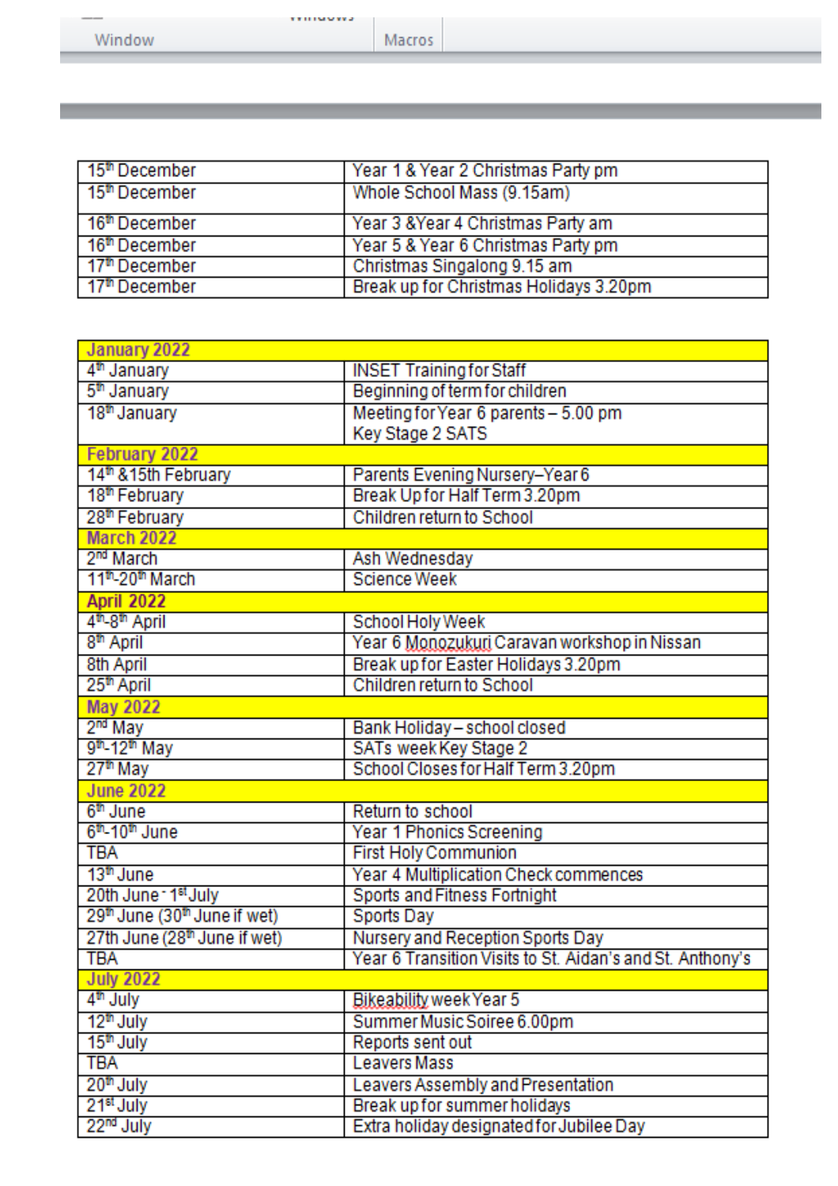| | |
|---|---|
| 15th December | Year 1 & Year 2 Christmas Party pm |
| 15th December | Whole School Mass (9.15am) |
| 16th December | Year 3 &Year 4 Christmas Party am |
| 16th December | Year 5 & Year 6 Christmas Party pm |
| 17th December | Christmas Singalong 9.15 am |
| 17th December | Break up for Christmas Holidays 3.20pm |

| | |
|---|---|
| **January 2022** | |
| 4th January | INSET Training for Staff |
| 5th January | Beginning of term for children |
| 18th January | Meeting for Year 6 parents – 5.00 pm<br>Key Stage 2 SATS |
| **February 2022** | |
| 14th &15th February | Parents Evening Nursery–Year 6 |
| 18th February | Break Up for Half Term 3.20pm |
| 28th February | Children return to School |
| **March 2022** | |
| 2nd March | Ash Wednesday |
| 11th-20th March | Science Week |
| **April 2022** | |
| 4th-8th April | School Holy Week |
| 8th April | Year 6 Monozukuri Caravan workshop in Nissan |
| 8th April | Break up for Easter Holidays 3.20pm |
| 25th April | Children return to School |
| **May 2022** | |
| 2nd May | Bank Holiday – school closed |
| 9th-12th May | SATs week Key Stage 2 |
| 27th May | School Closes for Half Term 3.20pm |
| **June 2022** | |
| 6th June | Return to school |
| 6th-10th June | Year 1 Phonics Screening |
| TBA | First Holy Communion |
| 13th June | Year 4 Multiplication Check commences |
| 20th June - 1st July | Sports and Fitness Fortnight |
| 29th June (30th June if wet) | Sports Day |
| 27th June (28th June if wet) | Nursery and Reception Sports Day |
| TBA | Year 6 Transition Visits to St. Aidan's and St. Anthony's |
| **July 2022** | |
| 4th July | Bikeability week Year 5 |
| 12th July | Summer Music Soiree 6.00pm |
| 15th July | Reports sent out |
| TBA | Leavers Mass |
| 20th July | Leavers Assembly and Presentation |
| 21st July | Break up for summer holidays |
| 22nd July | Extra holiday designated for Jubilee Day |